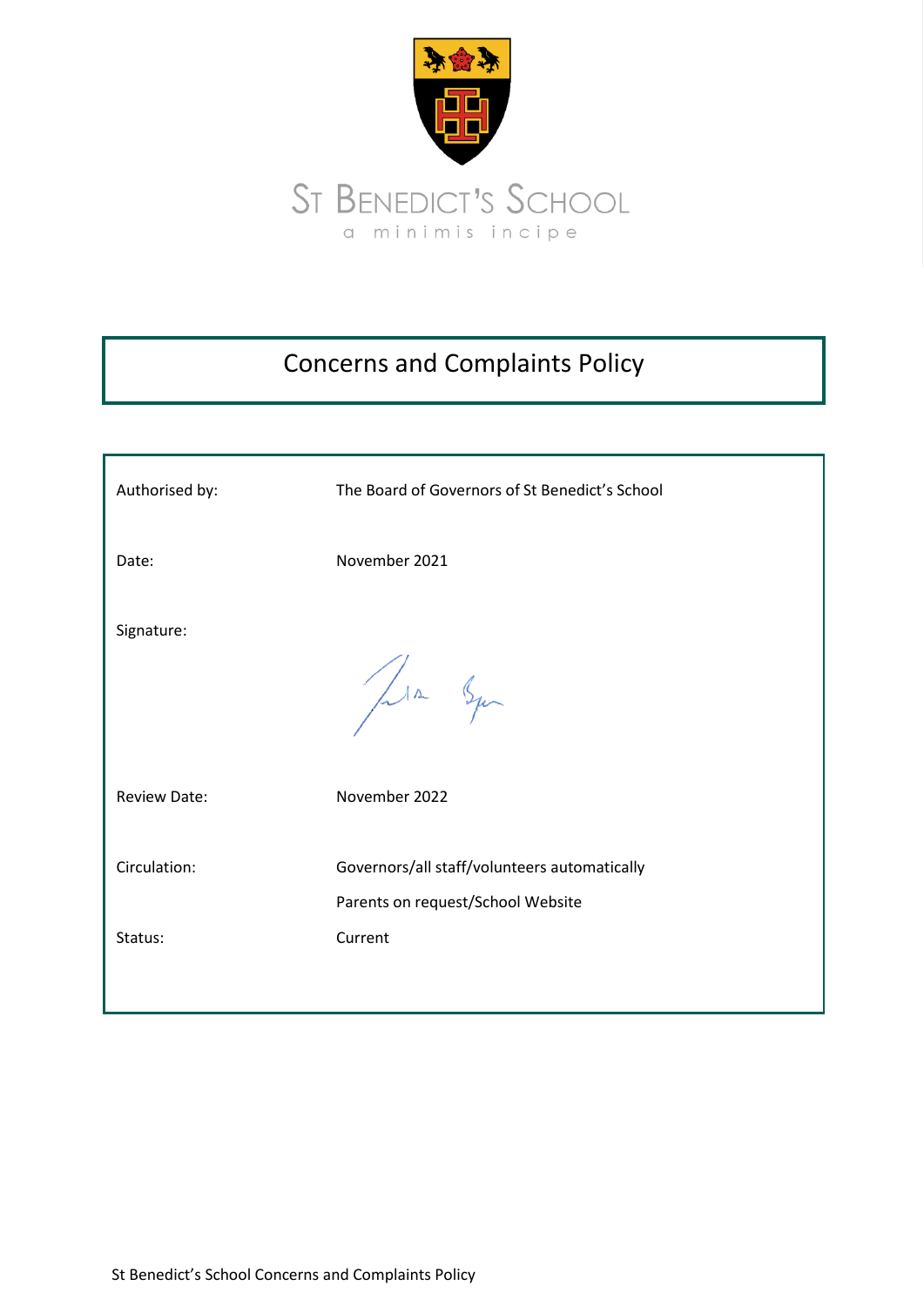ST BENEDICT'S SCHOOL

a minimis incipe

# Concerns and Complaints Policy

| | |
|---|---|
| Authorised by: | The Board of Governors of St Benedict's School |
| Date: | November 2021 |
| Signature: | |
| Review Date: | November 2022 |
| Circulation: | Governors/all staff/volunteers automatically<br>Parents on request/School Website |
| Status: | Current |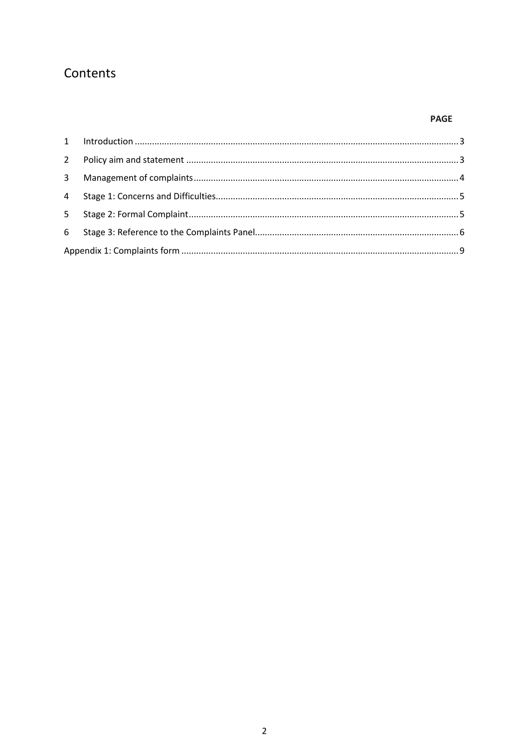# Contents

| | | PAGE |
|---|---|---|
| 1 | Introduction | 3 |
| 2 | Policy aim and statement | 3 |
| 3 | Management of complaints | 4 |
| 4 | Stage 1: Concerns and Difficulties | 5 |
| 5 | Stage 2: Formal Complaint | 5 |
| 6 | Stage 3: Reference to the Complaints Panel | 6 |
| Appendix 1: Complaints form | | 9 |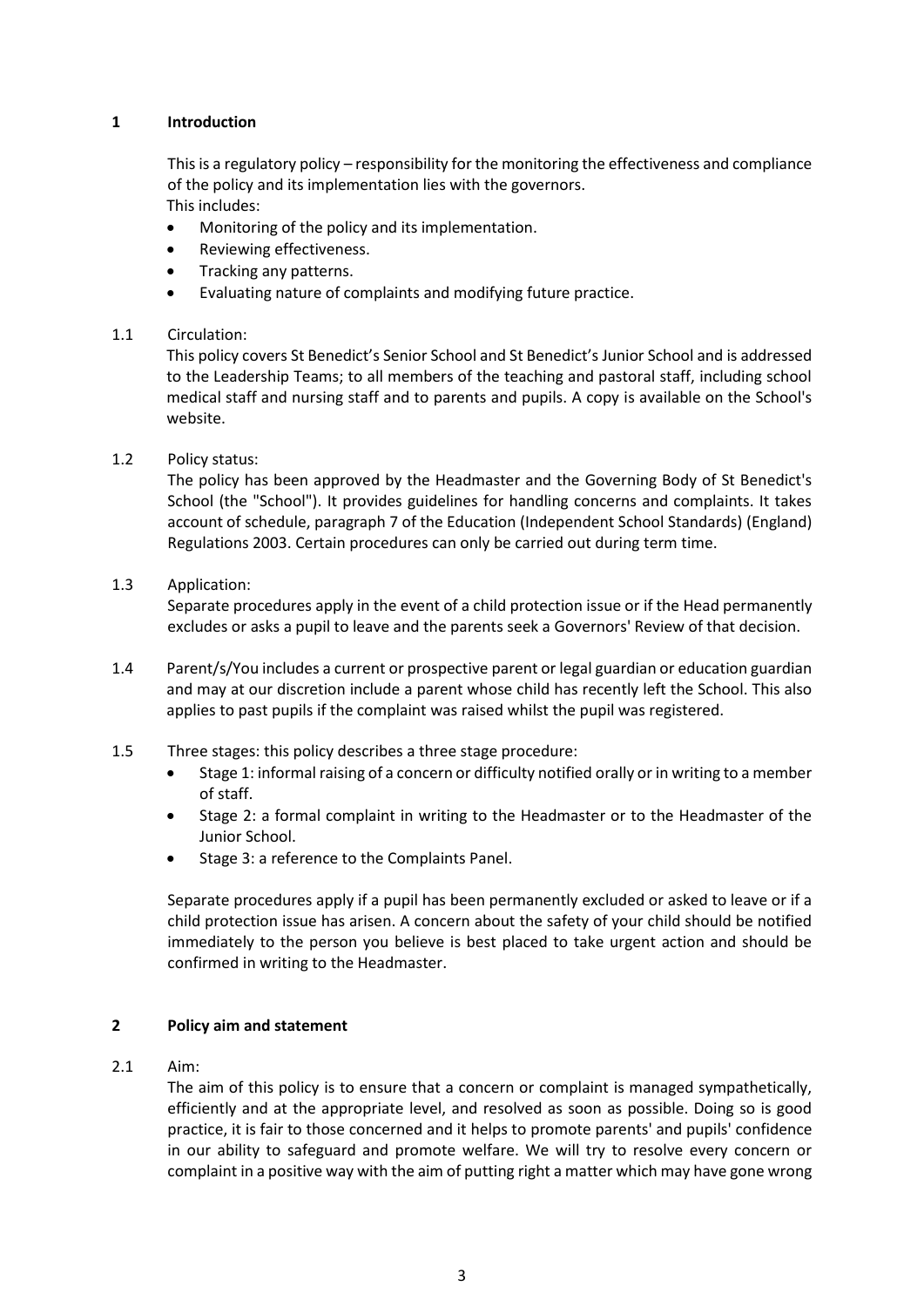## 1 Introduction

This is a regulatory policy – responsibility for the monitoring the effectiveness and compliance of the policy and its implementation lies with the governors.
This includes:

- Monitoring of the policy and its implementation.
- Reviewing effectiveness.
- Tracking any patterns.
- Evaluating nature of complaints and modifying future practice.

1.1 Circulation:
This policy covers St Benedict's Senior School and St Benedict's Junior School and is addressed to the Leadership Teams; to all members of the teaching and pastoral staff, including school medical staff and nursing staff and to parents and pupils. A copy is available on the School's website.

1.2 Policy status:
The policy has been approved by the Headmaster and the Governing Body of St Benedict's School (the "School"). It provides guidelines for handling concerns and complaints. It takes account of schedule, paragraph 7 of the Education (Independent School Standards) (England) Regulations 2003. Certain procedures can only be carried out during term time.

1.3 Application:
Separate procedures apply in the event of a child protection issue or if the Head permanently excludes or asks a pupil to leave and the parents seek a Governors' Review of that decision.

1.4 Parent/s/You includes a current or prospective parent or legal guardian or education guardian and may at our discretion include a parent whose child has recently left the School. This also applies to past pupils if the complaint was raised whilst the pupil was registered.

1.5 Three stages: this policy describes a three stage procedure:

- Stage 1: informal raising of a concern or difficulty notified orally or in writing to a member of staff.
- Stage 2: a formal complaint in writing to the Headmaster or to the Headmaster of the Junior School.
- Stage 3: a reference to the Complaints Panel.

Separate procedures apply if a pupil has been permanently excluded or asked to leave or if a child protection issue has arisen. A concern about the safety of your child should be notified immediately to the person you believe is best placed to take urgent action and should be confirmed in writing to the Headmaster.

## 2 Policy aim and statement

2.1 Aim:
The aim of this policy is to ensure that a concern or complaint is managed sympathetically, efficiently and at the appropriate level, and resolved as soon as possible. Doing so is good practice, it is fair to those concerned and it helps to promote parents' and pupils' confidence in our ability to safeguard and promote welfare. We will try to resolve every concern or complaint in a positive way with the aim of putting right a matter which may have gone wrong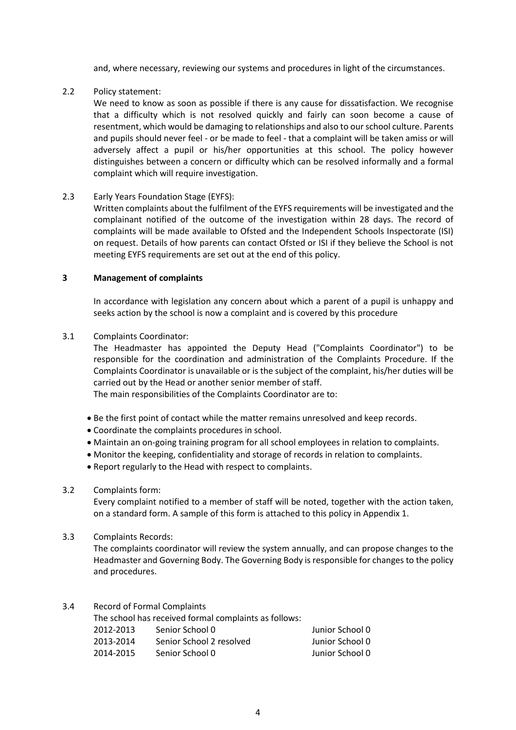and, where necessary, reviewing our systems and procedures in light of the circumstances.

2.2 Policy statement:

We need to know as soon as possible if there is any cause for dissatisfaction. We recognise that a difficulty which is not resolved quickly and fairly can soon become a cause of resentment, which would be damaging to relationships and also to our school culture. Parents and pupils should never feel - or be made to feel - that a complaint will be taken amiss or will adversely affect a pupil or his/her opportunities at this school. The policy however distinguishes between a concern or difficulty which can be resolved informally and a formal complaint which will require investigation.

2.3 Early Years Foundation Stage (EYFS):

Written complaints about the fulfilment of the EYFS requirements will be investigated and the complainant notified of the outcome of the investigation within 28 days. The record of complaints will be made available to Ofsted and the Independent Schools Inspectorate (ISI) on request. Details of how parents can contact Ofsted or ISI if they believe the School is not meeting EYFS requirements are set out at the end of this policy.

## 3 Management of complaints

In accordance with legislation any concern about which a parent of a pupil is unhappy and seeks action by the school is now a complaint and is covered by this procedure

3.1 Complaints Coordinator:

The Headmaster has appointed the Deputy Head ("Complaints Coordinator") to be responsible for the coordination and administration of the Complaints Procedure. If the Complaints Coordinator is unavailable or is the subject of the complaint, his/her duties will be carried out by the Head or another senior member of staff.

The main responsibilities of the Complaints Coordinator are to:

- Be the first point of contact while the matter remains unresolved and keep records.
- Coordinate the complaints procedures in school.
- Maintain an on-going training program for all school employees in relation to complaints.
- Monitor the keeping, confidentiality and storage of records in relation to complaints.
- Report regularly to the Head with respect to complaints.

3.2 Complaints form:

Every complaint notified to a member of staff will be noted, together with the action taken, on a standard form. A sample of this form is attached to this policy in Appendix 1.

3.3 Complaints Records:

The complaints coordinator will review the system annually, and can propose changes to the Headmaster and Governing Body. The Governing Body is responsible for changes to the policy and procedures.

3.4 Record of Formal Complaints

The school has received formal complaints as follows:

| | | |
|---|---|---|
| 2012-2013 | Senior School 0 | Junior School 0 |
| 2013-2014 | Senior School 2 resolved | Junior School 0 |
| 2014-2015 | Senior School 0 | Junior School 0 |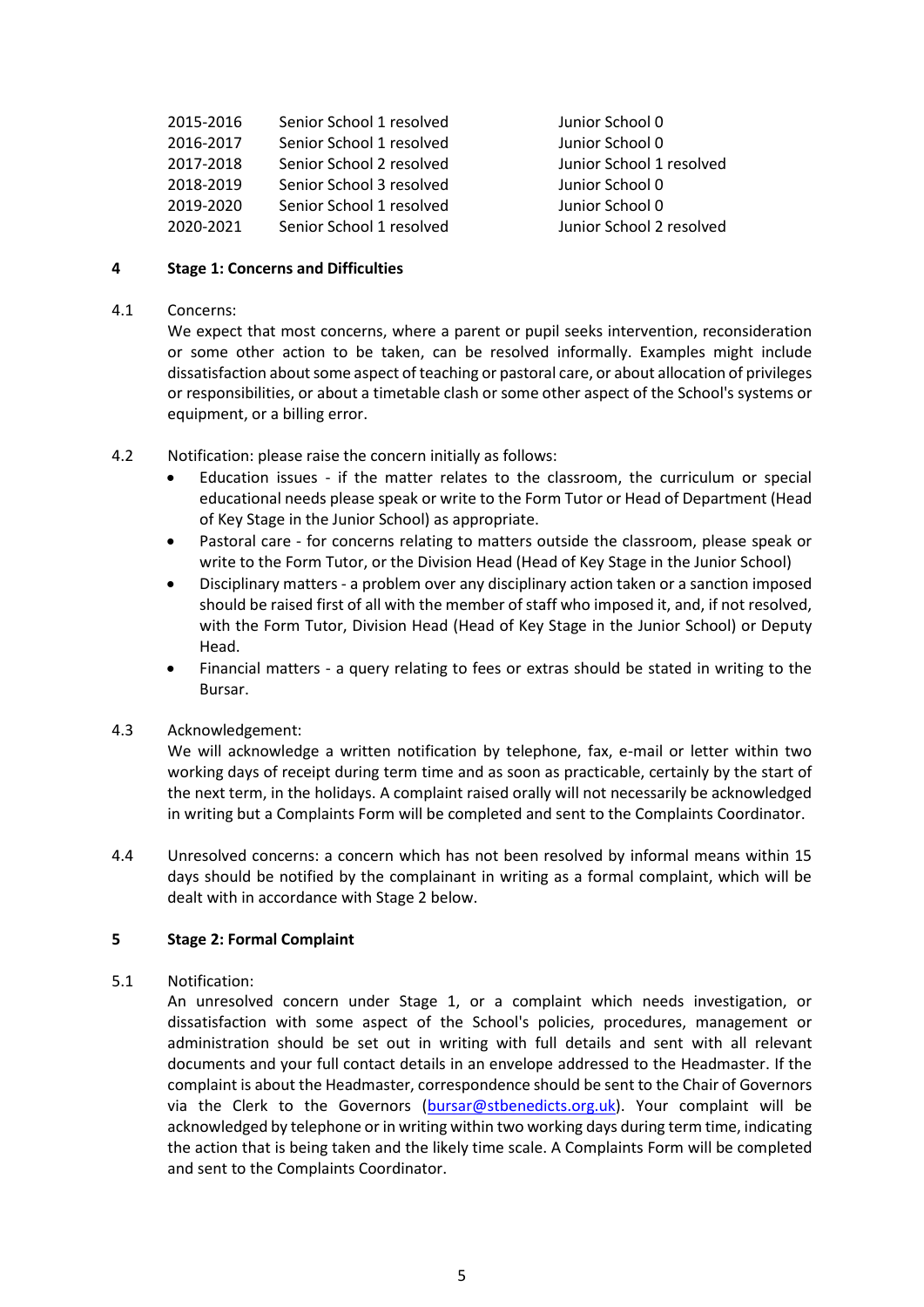| | | |
|---|---|---|
| 2015-2016 | Senior School 1 resolved | Junior School 0 |
| 2016-2017 | Senior School 1 resolved | Junior School 0 |
| 2017-2018 | Senior School 2 resolved | Junior School 1 resolved |
| 2018-2019 | Senior School 3 resolved | Junior School 0 |
| 2019-2020 | Senior School 1 resolved | Junior School 0 |
| 2020-2021 | Senior School 1 resolved | Junior School 2 resolved |

## 4 Stage 1: Concerns and Difficulties

4.1 Concerns:
We expect that most concerns, where a parent or pupil seeks intervention, reconsideration or some other action to be taken, can be resolved informally. Examples might include dissatisfaction about some aspect of teaching or pastoral care, or about allocation of privileges or responsibilities, or about a timetable clash or some other aspect of the School's systems or equipment, or a billing error.

4.2 Notification: please raise the concern initially as follows:

- Education issues - if the matter relates to the classroom, the curriculum or special educational needs please speak or write to the Form Tutor or Head of Department (Head of Key Stage in the Junior School) as appropriate.
- Pastoral care - for concerns relating to matters outside the classroom, please speak or write to the Form Tutor, or the Division Head (Head of Key Stage in the Junior School)
- Disciplinary matters - a problem over any disciplinary action taken or a sanction imposed should be raised first of all with the member of staff who imposed it, and, if not resolved, with the Form Tutor, Division Head (Head of Key Stage in the Junior School) or Deputy Head.
- Financial matters - a query relating to fees or extras should be stated in writing to the Bursar.

4.3 Acknowledgement:
We will acknowledge a written notification by telephone, fax, e-mail or letter within two working days of receipt during term time and as soon as practicable, certainly by the start of the next term, in the holidays. A complaint raised orally will not necessarily be acknowledged in writing but a Complaints Form will be completed and sent to the Complaints Coordinator.

4.4 Unresolved concerns: a concern which has not been resolved by informal means within 15 days should be notified by the complainant in writing as a formal complaint, which will be dealt with in accordance with Stage 2 below.

## 5 Stage 2: Formal Complaint

5.1 Notification:
An unresolved concern under Stage 1, or a complaint which needs investigation, or dissatisfaction with some aspect of the School's policies, procedures, management or administration should be set out in writing with full details and sent with all relevant documents and your full contact details in an envelope addressed to the Headmaster. If the complaint is about the Headmaster, correspondence should be sent to the Chair of Governors via the Clerk to the Governors (bursar@stbenedicts.org.uk). Your complaint will be acknowledged by telephone or in writing within two working days during term time, indicating the action that is being taken and the likely time scale. A Complaints Form will be completed and sent to the Complaints Coordinator.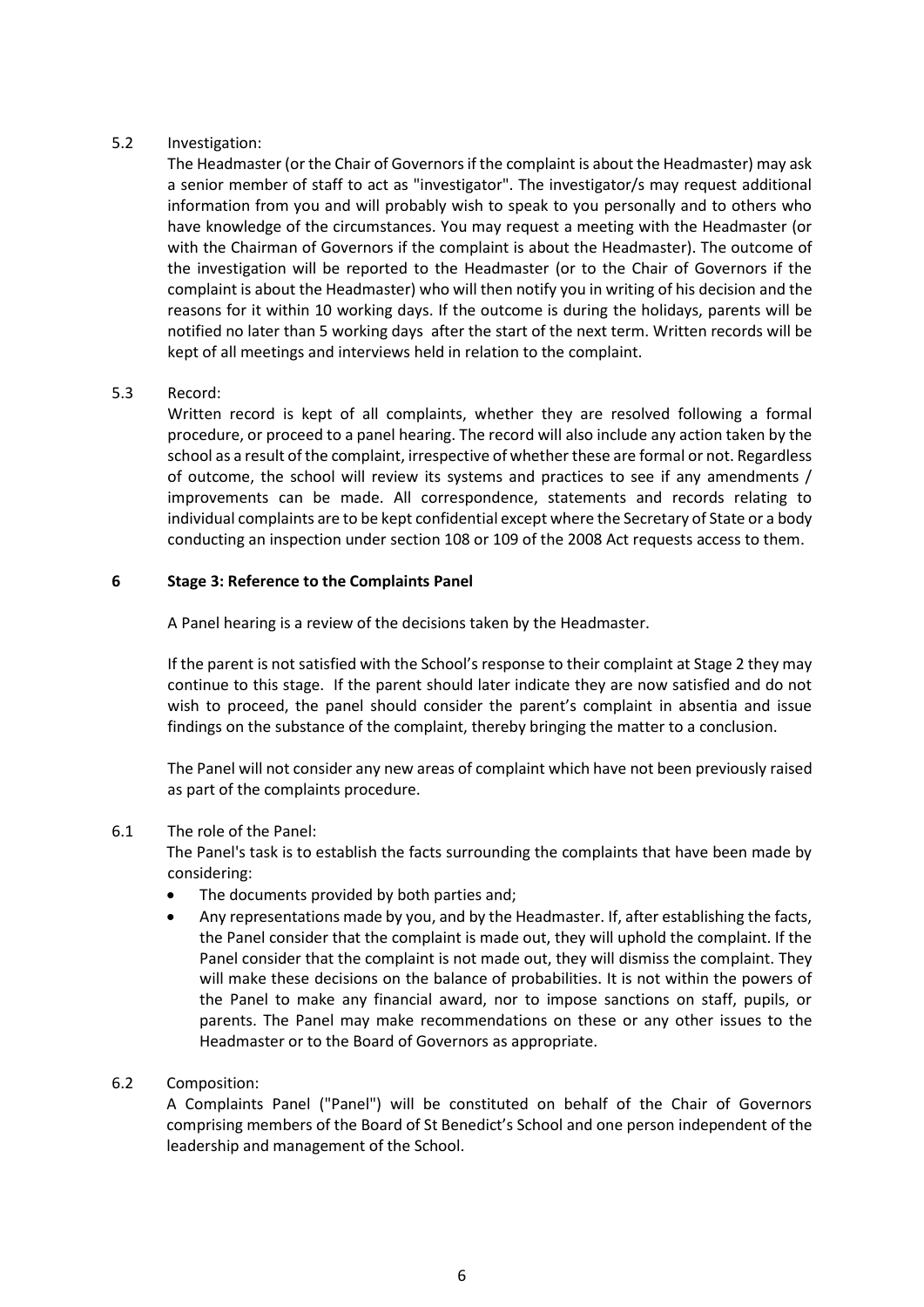5.2 Investigation:

The Headmaster (or the Chair of Governors if the complaint is about the Headmaster) may ask a senior member of staff to act as "investigator". The investigator/s may request additional information from you and will probably wish to speak to you personally and to others who have knowledge of the circumstances. You may request a meeting with the Headmaster (or with the Chairman of Governors if the complaint is about the Headmaster). The outcome of the investigation will be reported to the Headmaster (or to the Chair of Governors if the complaint is about the Headmaster) who will then notify you in writing of his decision and the reasons for it within 10 working days. If the outcome is during the holidays, parents will be notified no later than 5 working days after the start of the next term. Written records will be kept of all meetings and interviews held in relation to the complaint.

5.3 Record:

Written record is kept of all complaints, whether they are resolved following a formal procedure, or proceed to a panel hearing. The record will also include any action taken by the school as a result of the complaint, irrespective of whether these are formal or not. Regardless of outcome, the school will review its systems and practices to see if any amendments / improvements can be made. All correspondence, statements and records relating to individual complaints are to be kept confidential except where the Secretary of State or a body conducting an inspection under section 108 or 109 of the 2008 Act requests access to them.

## 6 Stage 3: Reference to the Complaints Panel

A Panel hearing is a review of the decisions taken by the Headmaster.

If the parent is not satisfied with the School's response to their complaint at Stage 2 they may continue to this stage. If the parent should later indicate they are now satisfied and do not wish to proceed, the panel should consider the parent's complaint in absentia and issue findings on the substance of the complaint, thereby bringing the matter to a conclusion.

The Panel will not consider any new areas of complaint which have not been previously raised as part of the complaints procedure.

6.1 The role of the Panel:

The Panel's task is to establish the facts surrounding the complaints that have been made by considering:

- The documents provided by both parties and;
- Any representations made by you, and by the Headmaster. If, after establishing the facts, the Panel consider that the complaint is made out, they will uphold the complaint. If the Panel consider that the complaint is not made out, they will dismiss the complaint. They will make these decisions on the balance of probabilities. It is not within the powers of the Panel to make any financial award, nor to impose sanctions on staff, pupils, or parents. The Panel may make recommendations on these or any other issues to the Headmaster or to the Board of Governors as appropriate.

6.2 Composition:

A Complaints Panel ("Panel") will be constituted on behalf of the Chair of Governors comprising members of the Board of St Benedict's School and one person independent of the leadership and management of the School.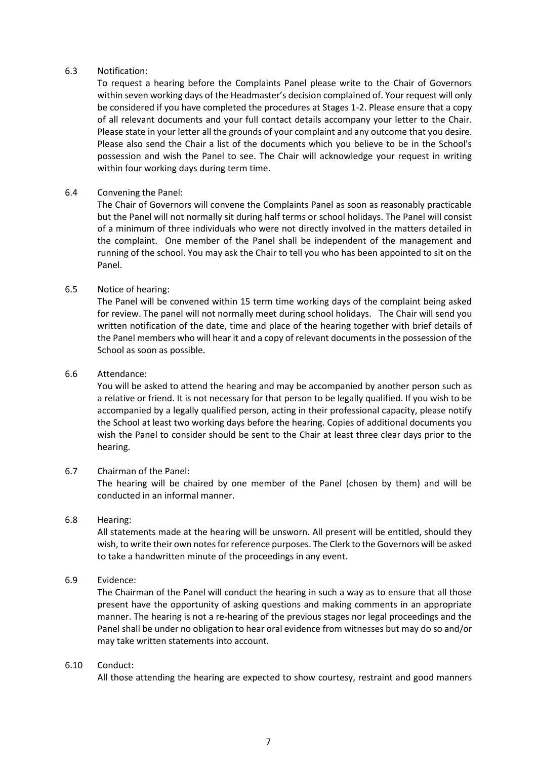6.3 Notification:

To request a hearing before the Complaints Panel please write to the Chair of Governors within seven working days of the Headmaster's decision complained of. Your request will only be considered if you have completed the procedures at Stages 1-2. Please ensure that a copy of all relevant documents and your full contact details accompany your letter to the Chair. Please state in your letter all the grounds of your complaint and any outcome that you desire. Please also send the Chair a list of the documents which you believe to be in the School's possession and wish the Panel to see. The Chair will acknowledge your request in writing within four working days during term time.

6.4 Convening the Panel:

The Chair of Governors will convene the Complaints Panel as soon as reasonably practicable but the Panel will not normally sit during half terms or school holidays. The Panel will consist of a minimum of three individuals who were not directly involved in the matters detailed in the complaint. One member of the Panel shall be independent of the management and running of the school. You may ask the Chair to tell you who has been appointed to sit on the Panel.

6.5 Notice of hearing:

The Panel will be convened within 15 term time working days of the complaint being asked for review. The panel will not normally meet during school holidays. The Chair will send you written notification of the date, time and place of the hearing together with brief details of the Panel members who will hear it and a copy of relevant documents in the possession of the School as soon as possible.

6.6 Attendance:

You will be asked to attend the hearing and may be accompanied by another person such as a relative or friend. It is not necessary for that person to be legally qualified. If you wish to be accompanied by a legally qualified person, acting in their professional capacity, please notify the School at least two working days before the hearing. Copies of additional documents you wish the Panel to consider should be sent to the Chair at least three clear days prior to the hearing.

6.7 Chairman of the Panel:

The hearing will be chaired by one member of the Panel (chosen by them) and will be conducted in an informal manner.

6.8 Hearing:

All statements made at the hearing will be unsworn. All present will be entitled, should they wish, to write their own notes for reference purposes. The Clerk to the Governors will be asked to take a handwritten minute of the proceedings in any event.

6.9 Evidence:

The Chairman of the Panel will conduct the hearing in such a way as to ensure that all those present have the opportunity of asking questions and making comments in an appropriate manner. The hearing is not a re-hearing of the previous stages nor legal proceedings and the Panel shall be under no obligation to hear oral evidence from witnesses but may do so and/or may take written statements into account.

6.10 Conduct:

All those attending the hearing are expected to show courtesy, restraint and good manners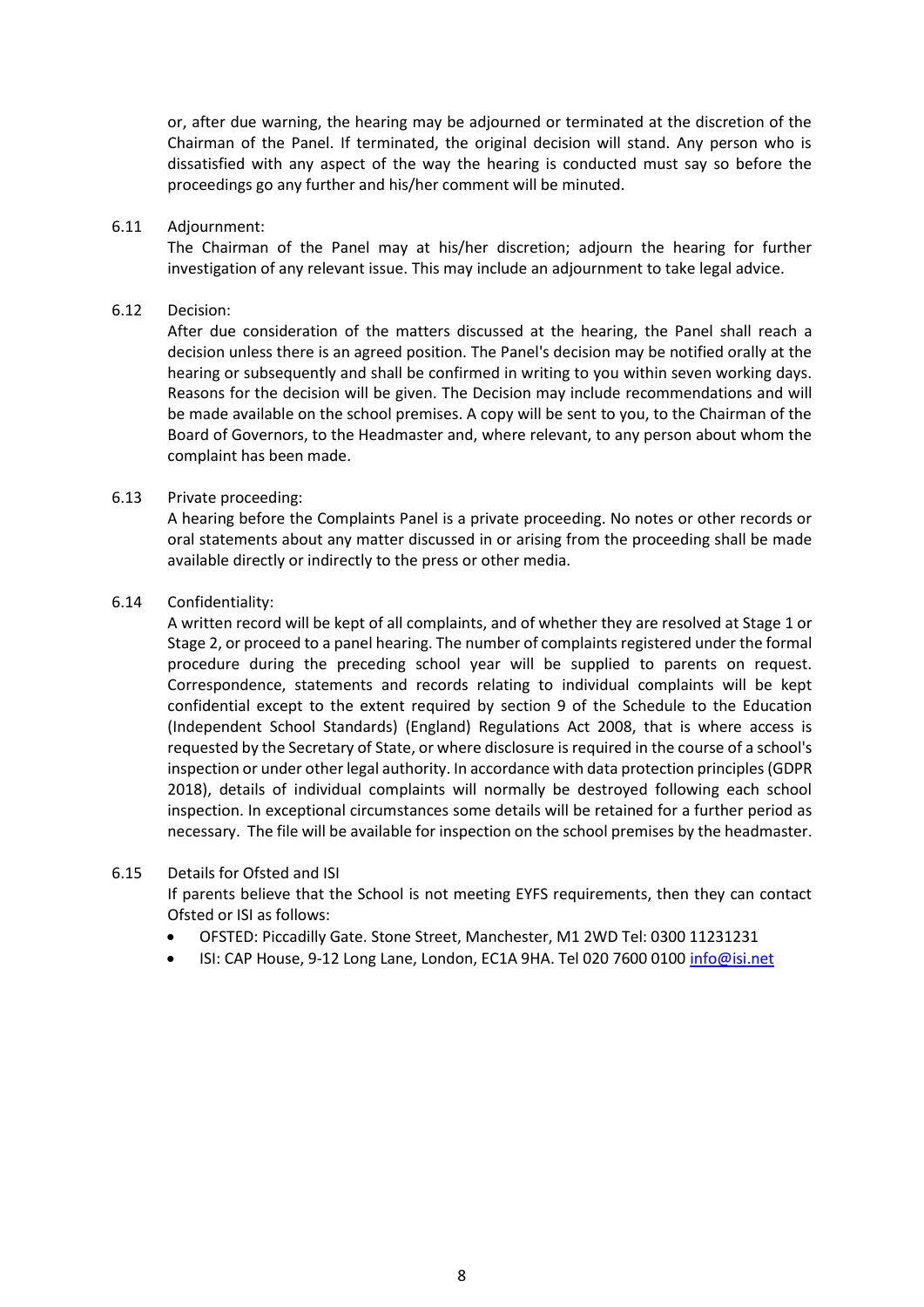or, after due warning, the hearing may be adjourned or terminated at the discretion of the Chairman of the Panel. If terminated, the original decision will stand. Any person who is dissatisfied with any aspect of the way the hearing is conducted must say so before the proceedings go any further and his/her comment will be minuted.

6.11 Adjournment:

The Chairman of the Panel may at his/her discretion; adjourn the hearing for further investigation of any relevant issue. This may include an adjournment to take legal advice.

6.12 Decision:

After due consideration of the matters discussed at the hearing, the Panel shall reach a decision unless there is an agreed position. The Panel's decision may be notified orally at the hearing or subsequently and shall be confirmed in writing to you within seven working days. Reasons for the decision will be given. The Decision may include recommendations and will be made available on the school premises. A copy will be sent to you, to the Chairman of the Board of Governors, to the Headmaster and, where relevant, to any person about whom the complaint has been made.

6.13 Private proceeding:

A hearing before the Complaints Panel is a private proceeding. No notes or other records or oral statements about any matter discussed in or arising from the proceeding shall be made available directly or indirectly to the press or other media.

6.14 Confidentiality:

A written record will be kept of all complaints, and of whether they are resolved at Stage 1 or Stage 2, or proceed to a panel hearing. The number of complaints registered under the formal procedure during the preceding school year will be supplied to parents on request. Correspondence, statements and records relating to individual complaints will be kept confidential except to the extent required by section 9 of the Schedule to the Education (Independent School Standards) (England) Regulations Act 2008, that is where access is requested by the Secretary of State, or where disclosure is required in the course of a school's inspection or under other legal authority. In accordance with data protection principles (GDPR 2018), details of individual complaints will normally be destroyed following each school inspection. In exceptional circumstances some details will be retained for a further period as necessary. The file will be available for inspection on the school premises by the headmaster.

6.15 Details for Ofsted and ISI

If parents believe that the School is not meeting EYFS requirements, then they can contact Ofsted or ISI as follows:

- OFSTED: Piccadilly Gate. Stone Street, Manchester, M1 2WD Tel: 0300 11231231
- ISI: CAP House, 9-12 Long Lane, London, EC1A 9HA. Tel 020 7600 0100 info@isi.net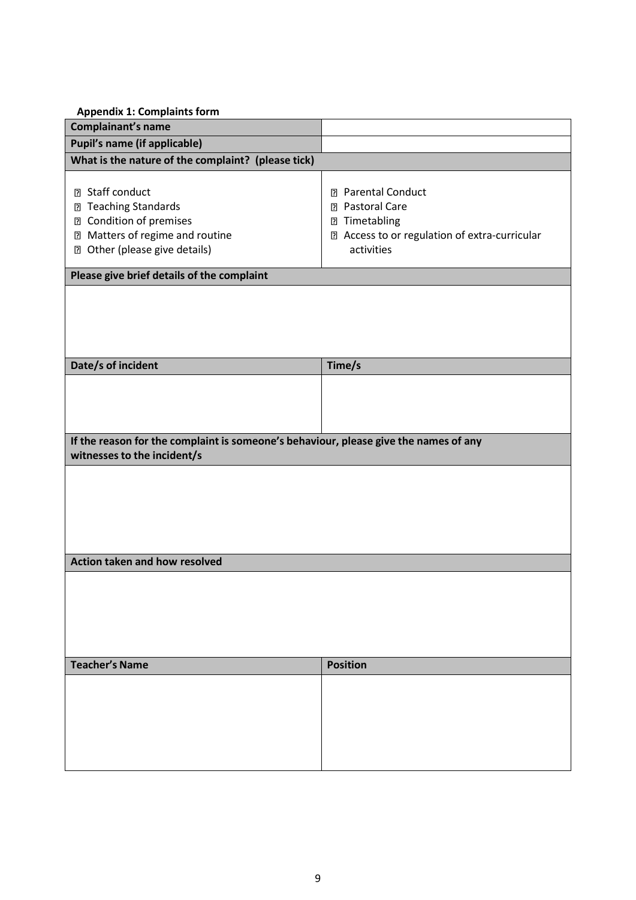**Appendix 1: Complaints form**

| | |
|---|---|
| **Complainant's name** | |
| **Pupil's name (if applicable)** | |
| **What is the nature of the complaint? (please tick)** | |
| ☐ Staff conduct<br>☐ Teaching Standards<br>☐ Condition of premises<br>☐ Matters of regime and routine<br>☐ Other (please give details) | ☐ Parental Conduct<br>☐ Pastoral Care<br>☐ Timetabling<br>☐ Access to or regulation of extra-curricular activities |
| **Please give brief details of the complaint** | |
| | |
| **Date/s of incident** | **Time/s** |
| | |
| **If the reason for the complaint is someone's behaviour, please give the names of any witnesses to the incident/s** | |
| | |
| **Action taken and how resolved** | |
| | |
| **Teacher's Name** | **Position** |
| | |